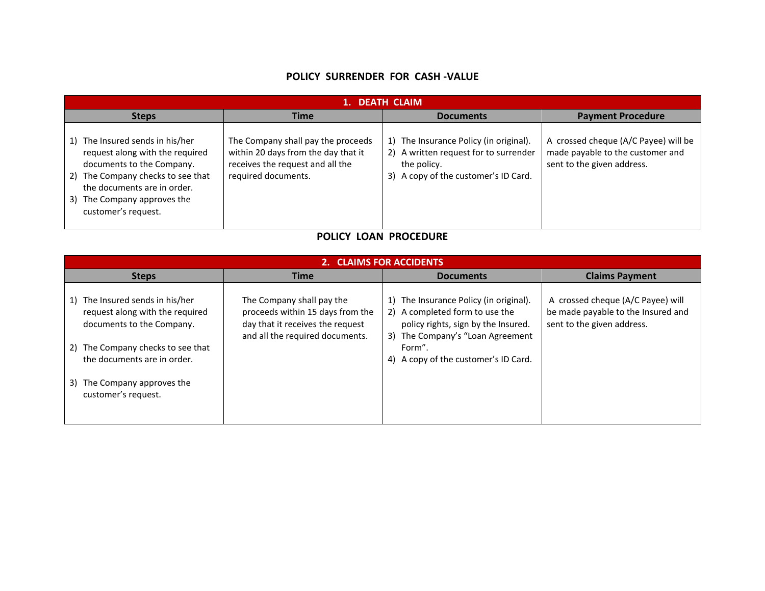# POLICY SURRENDER FOR CASH -VALUE

| 1. DEATH CLAIM | | | |
|---|---|---|---|
| **Steps** | **Time** | **Documents** | **Payment Procedure** |
| 1) The Insured sends in his/her request along with the required documents to the Company.<br>2) The Company checks to see that the documents are in order.<br>3) The Company approves the customer's request. | The Company shall pay the proceeds within 20 days from the day that it receives the request and all the required documents. | 1) The Insurance Policy (in original).<br>2) A written request for to surrender the policy.<br>3) A copy of the customer's ID Card. | A crossed cheque (A/C Payee) will be made payable to the customer and sent to the given address. |

# POLICY LOAN PROCEDURE

| 2. CLAIMS FOR ACCIDENTS | | | |
|---|---|---|---|
| **Steps** | **Time** | **Documents** | **Claims Payment** |
| 1) The Insured sends in his/her request along with the required documents to the Company.<br>2) The Company checks to see that the documents are in order.<br>3) The Company approves the customer's request. | The Company shall pay the proceeds within 15 days from the day that it receives the request and all the required documents. | 1) The Insurance Policy (in original).<br>2) A completed form to use the policy rights, sign by the Insured.<br>3) The Company's "Loan Agreement Form".<br>4) A copy of the customer's ID Card. | A crossed cheque (A/C Payee) will be made payable to the Insured and sent to the given address. |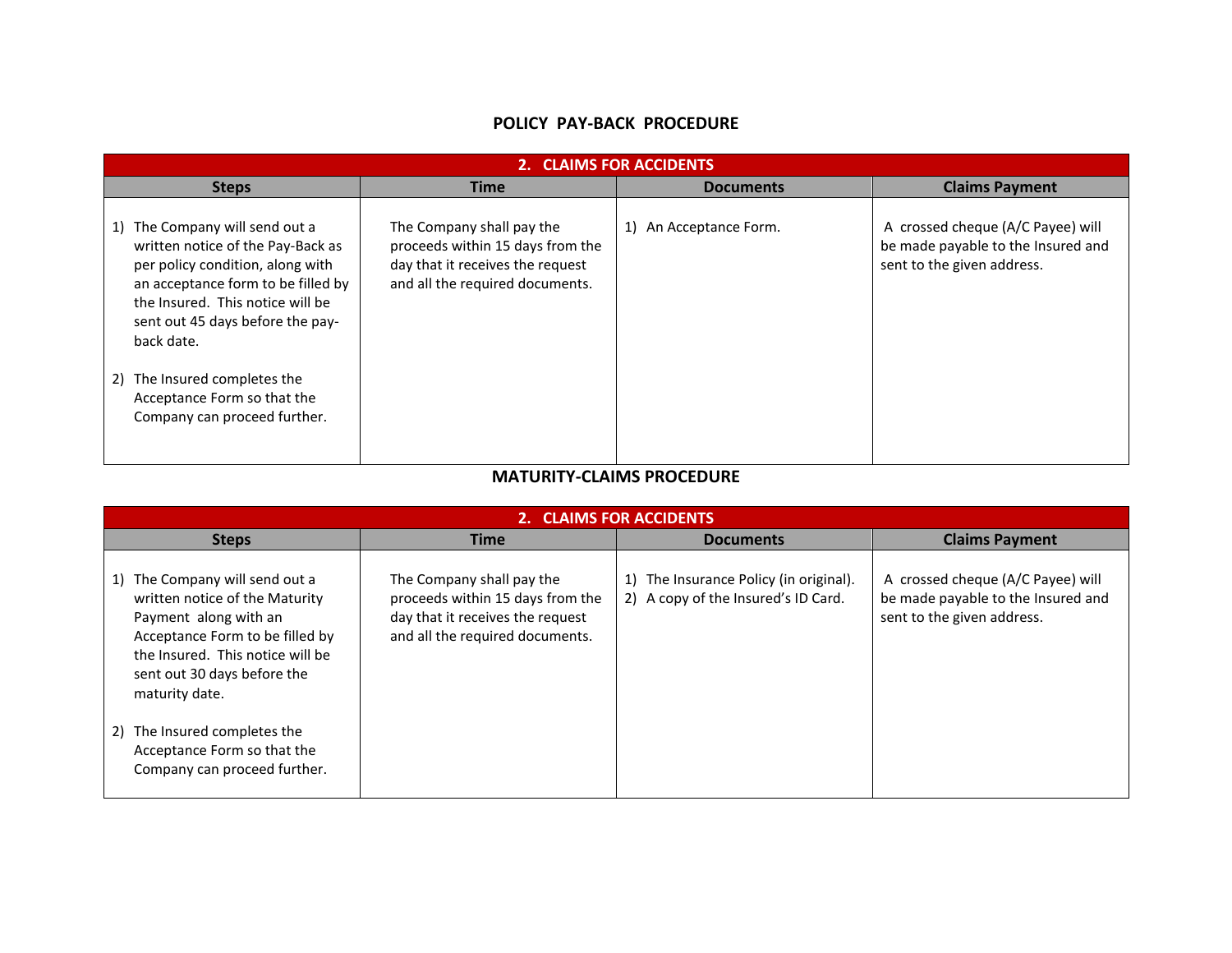## POLICY PAY-BACK PROCEDURE

| 2. CLAIMS FOR ACCIDENTS | | | |
|---|---|---|---|
| **Steps** | **Time** | **Documents** | **Claims Payment** |
| 1) The Company will send out a written notice of the Pay-Back as per policy condition, along with an acceptance form to be filled by the Insured. This notice will be sent out 45 days before the pay-back date.<br><br>2) The Insured completes the Acceptance Form so that the Company can proceed further. | The Company shall pay the proceeds within 15 days from the day that it receives the request and all the required documents. | 1) An Acceptance Form. | A crossed cheque (A/C Payee) will be made payable to the Insured and sent to the given address. |

## MATURITY-CLAIMS PROCEDURE

| 2. CLAIMS FOR ACCIDENTS | | | |
|---|---|---|---|
| **Steps** | **Time** | **Documents** | **Claims Payment** |
| 1) The Company will send out a written notice of the Maturity Payment along with an Acceptance Form to be filled by the Insured. This notice will be sent out 30 days before the maturity date.<br><br>2) The Insured completes the Acceptance Form so that the Company can proceed further. | The Company shall pay the proceeds within 15 days from the day that it receives the request and all the required documents. | 1) The Insurance Policy (in original).<br>2) A copy of the Insured's ID Card. | A crossed cheque (A/C Payee) will be made payable to the Insured and sent to the given address. |